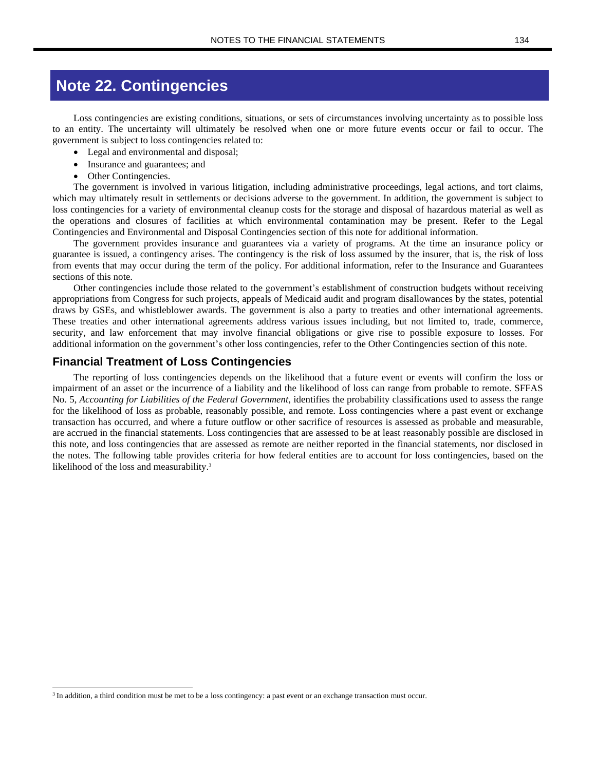# Note 22. Contingencies

Loss contingencies are existing conditions, situations, or sets of circumstances involving uncertainty as to possible loss to an entity. The uncertainty will ultimately be resolved when one or more future events occur or fail to occur. The government is subject to loss contingencies related to:

- Legal and environmental and disposal;
- Insurance and guarantees; and
- Other Contingencies.

The government is involved in various litigation, including administrative proceedings, legal actions, and tort claims, which may ultimately result in settlements or decisions adverse to the government. In addition, the government is subject to loss contingencies for a variety of environmental cleanup costs for the storage and disposal of hazardous material as well as the operations and closures of facilities at which environmental contamination may be present. Refer to the Legal Contingencies and Environmental and Disposal Contingencies section of this note for additional information.

The government provides insurance and guarantees via a variety of programs. At the time an insurance policy or guarantee is issued, a contingency arises. The contingency is the risk of loss assumed by the insurer, that is, the risk of loss from events that may occur during the term of the policy. For additional information, refer to the Insurance and Guarantees sections of this note.

Other contingencies include those related to the government's establishment of construction budgets without receiving appropriations from Congress for such projects, appeals of Medicaid audit and program disallowances by the states, potential draws by GSEs, and whistleblower awards. The government is also a party to treaties and other international agreements. These treaties and other international agreements address various issues including, but not limited to, trade, commerce, security, and law enforcement that may involve financial obligations or give rise to possible exposure to losses. For additional information on the government's other loss contingencies, refer to the Other Contingencies section of this note.

## Financial Treatment of Loss Contingencies

The reporting of loss contingencies depends on the likelihood that a future event or events will confirm the loss or impairment of an asset or the incurrence of a liability and the likelihood of loss can range from probable to remote. SFFAS No. 5, *Accounting for Liabilities of the Federal Government,* identifies the probability classifications used to assess the range for the likelihood of loss as probable, reasonably possible, and remote. Loss contingencies where a past event or exchange transaction has occurred, and where a future outflow or other sacrifice of resources is assessed as probable and measurable, are accrued in the financial statements. Loss contingencies that are assessed to be at least reasonably possible are disclosed in this note, and loss contingencies that are assessed as remote are neither reported in the financial statements, nor disclosed in the notes. The following table provides criteria for how federal entities are to account for loss contingencies, based on the likelihood of the loss and measurability.[3]

[3] In addition, a third condition must be met to be a loss contingency: a past event or an exchange transaction must occur.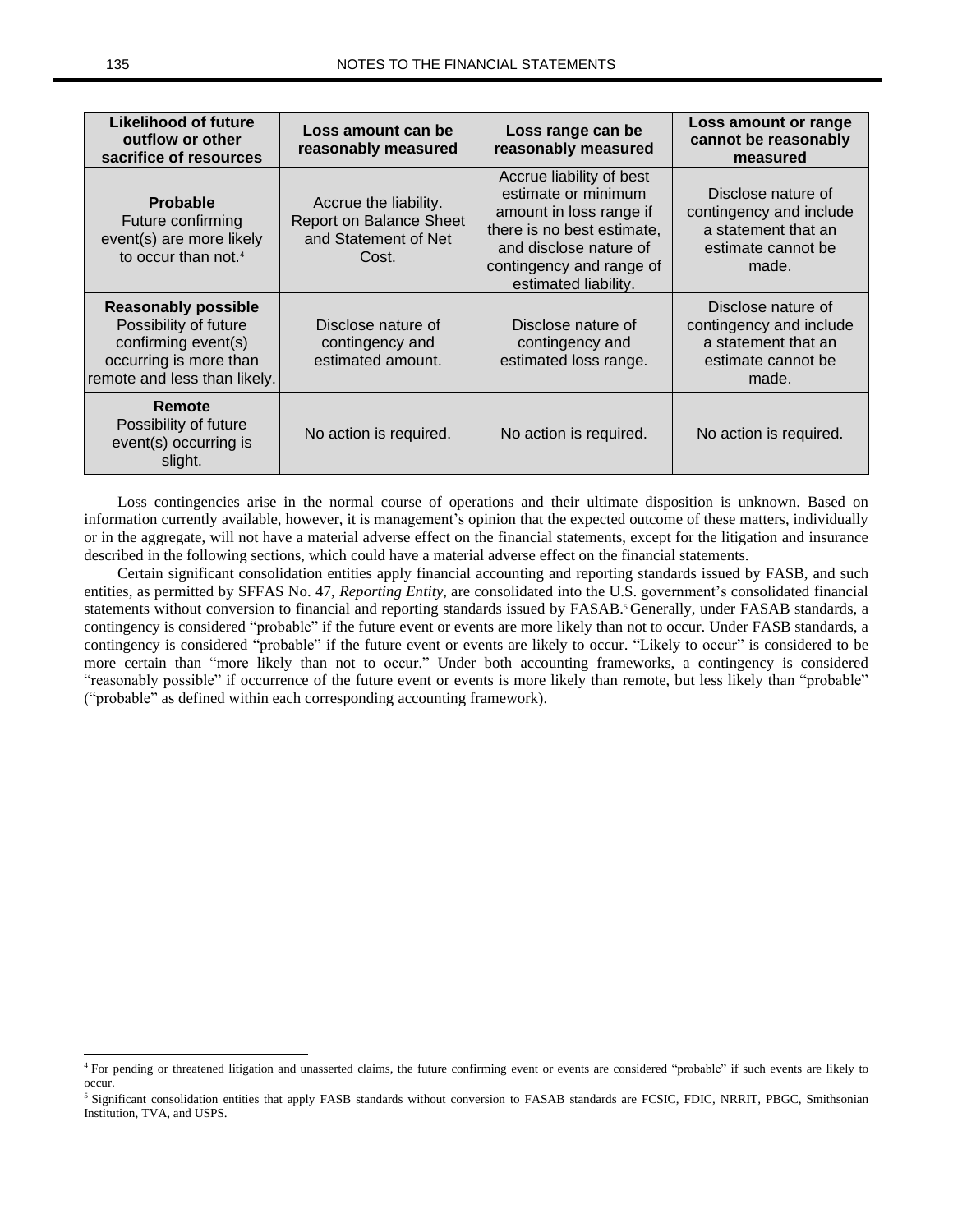| Likelihood of future outflow or other sacrifice of resources | Loss amount can be reasonably measured | Loss range can be reasonably measured | Loss amount or range cannot be reasonably measured |
|---|---|---|---|
| **Probable** Future confirming event(s) are more likely to occur than not.[4] | Accrue the liability. Report on Balance Sheet and Statement of Net Cost. | Accrue liability of best estimate or minimum amount in loss range if there is no best estimate, and disclose nature of contingency and range of estimated liability. | Disclose nature of contingency and include a statement that an estimate cannot be made. |
| **Reasonably possible** Possibility of future confirming event(s) occurring is more than remote and less than likely. | Disclose nature of contingency and estimated amount. | Disclose nature of contingency and estimated loss range. | Disclose nature of contingency and include a statement that an estimate cannot be made. |
| **Remote** Possibility of future event(s) occurring is slight. | No action is required. | No action is required. | No action is required. |

Loss contingencies arise in the normal course of operations and their ultimate disposition is unknown. Based on information currently available, however, it is management's opinion that the expected outcome of these matters, individually or in the aggregate, will not have a material adverse effect on the financial statements, except for the litigation and insurance described in the following sections, which could have a material adverse effect on the financial statements.

Certain significant consolidation entities apply financial accounting and reporting standards issued by FASB, and such entities, as permitted by SFFAS No. 47, *Reporting Entity*, are consolidated into the U.S. government's consolidated financial statements without conversion to financial and reporting standards issued by FASAB.[5] Generally, under FASAB standards, a contingency is considered "probable" if the future event or events are more likely than not to occur. Under FASB standards, a contingency is considered "probable" if the future event or events are likely to occur. "Likely to occur" is considered to be more certain than "more likely than not to occur." Under both accounting frameworks, a contingency is considered "reasonably possible" if occurrence of the future event or events is more likely than remote, but less likely than "probable" ("probable" as defined within each corresponding accounting framework).

---

[4] For pending or threatened litigation and unasserted claims, the future confirming event or events are considered "probable" if such events are likely to occur.

[5] Significant consolidation entities that apply FASB standards without conversion to FASAB standards are FCSIC, FDIC, NRRIT, PBGC, Smithsonian Institution, TVA, and USPS.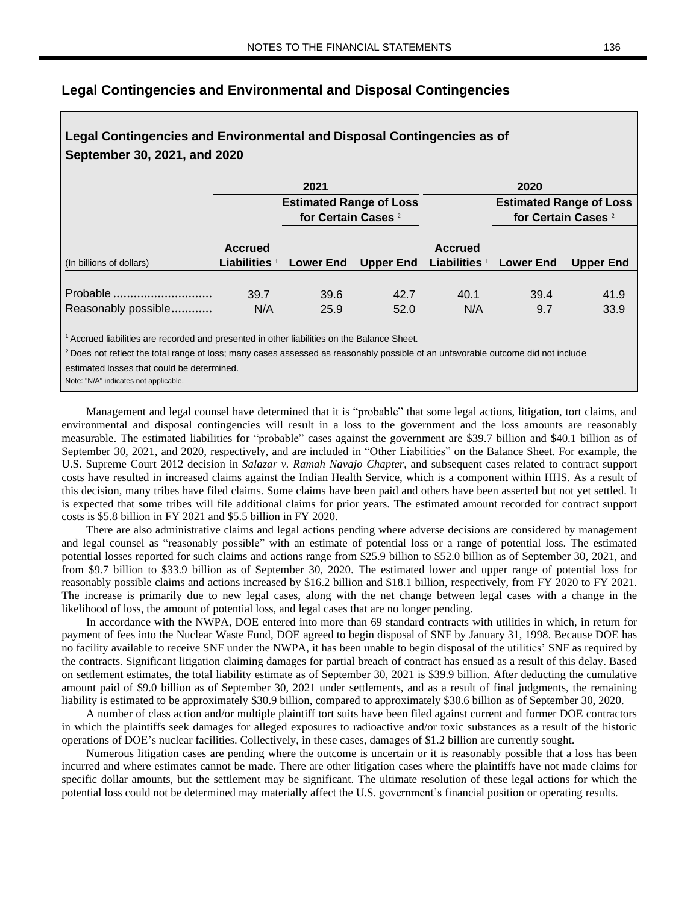## Legal Contingencies and Environmental and Disposal Contingencies

**Legal Contingencies and Environmental and Disposal Contingencies as of September 30, 2021, and 2020**

| | 2021 | | | 2020 | | |
|---|---|---|---|---|---|---|
| | | Estimated Range of Loss for Certain Cases [2] | | | Estimated Range of Loss for Certain Cases [2] | |
| (In billions of dollars) | Accrued Liabilities [1] | Lower End | Upper End | Accrued Liabilities [1] | Lower End | Upper End |
| Probable | 39.7 | 39.6 | 42.7 | 40.1 | 39.4 | 41.9 |
| Reasonably possible | N/A | 25.9 | 52.0 | N/A | 9.7 | 33.9 |

[1] Accrued liabilities are recorded and presented in other liabilities on the Balance Sheet.

[2] Does not reflect the total range of loss; many cases assessed as reasonably possible of an unfavorable outcome did not include estimated losses that could be determined.

Note: "N/A" indicates not applicable.

Management and legal counsel have determined that it is "probable" that some legal actions, litigation, tort claims, and environmental and disposal contingencies will result in a loss to the government and the loss amounts are reasonably measurable. The estimated liabilities for "probable" cases against the government are $39.7 billion and $40.1 billion as of September 30, 2021, and 2020, respectively, and are included in "Other Liabilities" on the Balance Sheet. For example, the U.S. Supreme Court 2012 decision in *Salazar v. Ramah Navajo Chapter*, and subsequent cases related to contract support costs have resulted in increased claims against the Indian Health Service, which is a component within HHS. As a result of this decision, many tribes have filed claims. Some claims have been paid and others have been asserted but not yet settled. It is expected that some tribes will file additional claims for prior years. The estimated amount recorded for contract support costs is $5.8 billion in FY 2021 and $5.5 billion in FY 2020.

There are also administrative claims and legal actions pending where adverse decisions are considered by management and legal counsel as "reasonably possible" with an estimate of potential loss or a range of potential loss. The estimated potential losses reported for such claims and actions range from $25.9 billion to $52.0 billion as of September 30, 2021, and from $9.7 billion to $33.9 billion as of September 30, 2020. The estimated lower and upper range of potential loss for reasonably possible claims and actions increased by $16.2 billion and $18.1 billion, respectively, from FY 2020 to FY 2021. The increase is primarily due to new legal cases, along with the net change between legal cases with a change in the likelihood of loss, the amount of potential loss, and legal cases that are no longer pending.

In accordance with the NWPA, DOE entered into more than 69 standard contracts with utilities in which, in return for payment of fees into the Nuclear Waste Fund, DOE agreed to begin disposal of SNF by January 31, 1998. Because DOE has no facility available to receive SNF under the NWPA, it has been unable to begin disposal of the utilities' SNF as required by the contracts. Significant litigation claiming damages for partial breach of contract has ensued as a result of this delay. Based on settlement estimates, the total liability estimate as of September 30, 2021 is $39.9 billion. After deducting the cumulative amount paid of $9.0 billion as of September 30, 2021 under settlements, and as a result of final judgments, the remaining liability is estimated to be approximately $30.9 billion, compared to approximately $30.6 billion as of September 30, 2020.

A number of class action and/or multiple plaintiff tort suits have been filed against current and former DOE contractors in which the plaintiffs seek damages for alleged exposures to radioactive and/or toxic substances as a result of the historic operations of DOE's nuclear facilities. Collectively, in these cases, damages of $1.2 billion are currently sought.

Numerous litigation cases are pending where the outcome is uncertain or it is reasonably possible that a loss has been incurred and where estimates cannot be made. There are other litigation cases where the plaintiffs have not made claims for specific dollar amounts, but the settlement may be significant. The ultimate resolution of these legal actions for which the potential loss could not be determined may materially affect the U.S. government's financial position or operating results.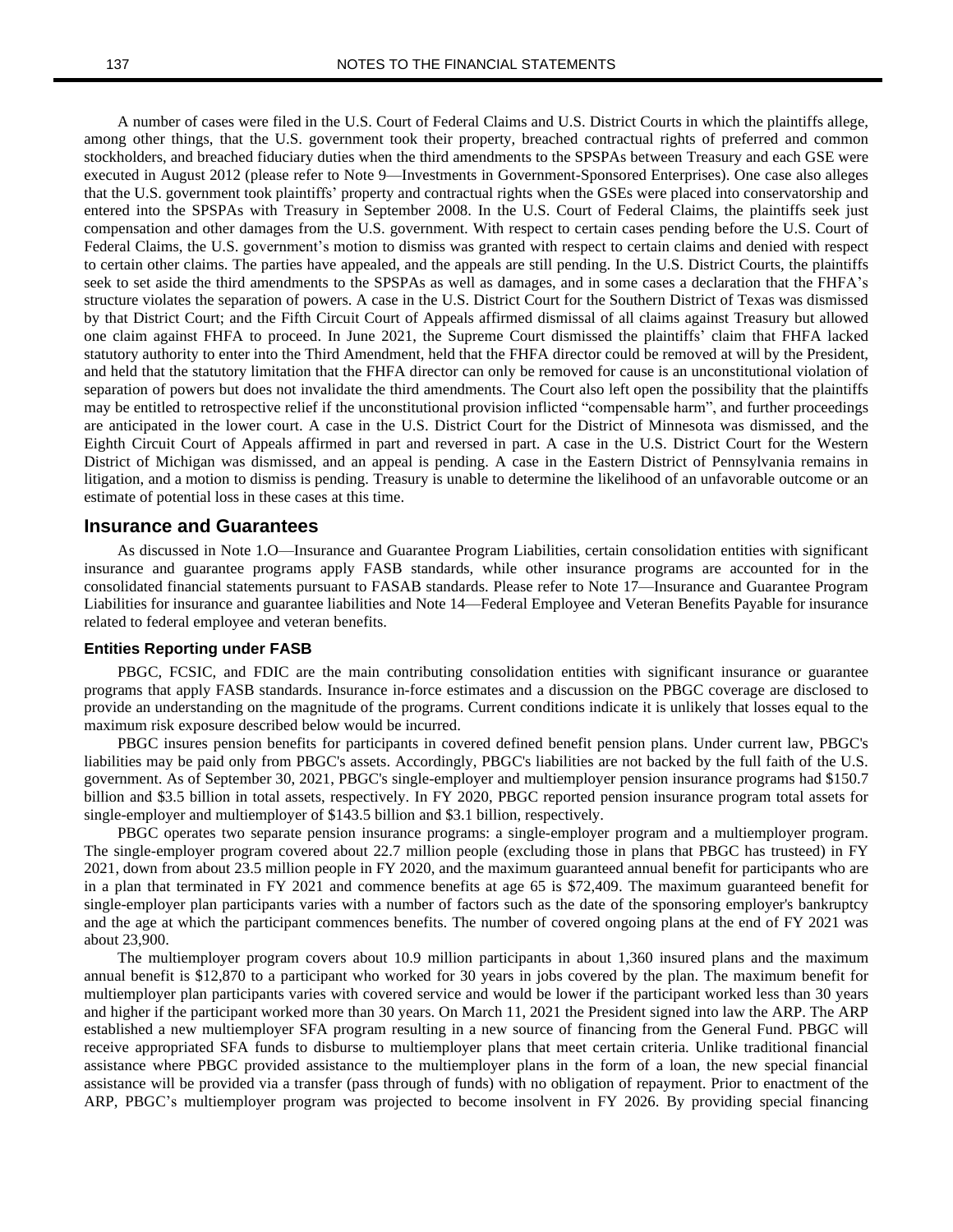A number of cases were filed in the U.S. Court of Federal Claims and U.S. District Courts in which the plaintiffs allege, among other things, that the U.S. government took their property, breached contractual rights of preferred and common stockholders, and breached fiduciary duties when the third amendments to the SPSPAs between Treasury and each GSE were executed in August 2012 (please refer to Note 9—Investments in Government-Sponsored Enterprises). One case also alleges that the U.S. government took plaintiffs' property and contractual rights when the GSEs were placed into conservatorship and entered into the SPSPAs with Treasury in September 2008. In the U.S. Court of Federal Claims, the plaintiffs seek just compensation and other damages from the U.S. government. With respect to certain cases pending before the U.S. Court of Federal Claims, the U.S. government's motion to dismiss was granted with respect to certain claims and denied with respect to certain other claims. The parties have appealed, and the appeals are still pending. In the U.S. District Courts, the plaintiffs seek to set aside the third amendments to the SPSPAs as well as damages, and in some cases a declaration that the FHFA's structure violates the separation of powers. A case in the U.S. District Court for the Southern District of Texas was dismissed by that District Court; and the Fifth Circuit Court of Appeals affirmed dismissal of all claims against Treasury but allowed one claim against FHFA to proceed. In June 2021, the Supreme Court dismissed the plaintiffs' claim that FHFA lacked statutory authority to enter into the Third Amendment, held that the FHFA director could be removed at will by the President, and held that the statutory limitation that the FHFA director can only be removed for cause is an unconstitutional violation of separation of powers but does not invalidate the third amendments. The Court also left open the possibility that the plaintiffs may be entitled to retrospective relief if the unconstitutional provision inflicted "compensable harm", and further proceedings are anticipated in the lower court. A case in the U.S. District Court for the District of Minnesota was dismissed, and the Eighth Circuit Court of Appeals affirmed in part and reversed in part. A case in the U.S. District Court for the Western District of Michigan was dismissed, and an appeal is pending. A case in the Eastern District of Pennsylvania remains in litigation, and a motion to dismiss is pending. Treasury is unable to determine the likelihood of an unfavorable outcome or an estimate of potential loss in these cases at this time.

## Insurance and Guarantees

As discussed in Note 1.O—Insurance and Guarantee Program Liabilities, certain consolidation entities with significant insurance and guarantee programs apply FASB standards, while other insurance programs are accounted for in the consolidated financial statements pursuant to FASAB standards. Please refer to Note 17—Insurance and Guarantee Program Liabilities for insurance and guarantee liabilities and Note 14—Federal Employee and Veteran Benefits Payable for insurance related to federal employee and veteran benefits.

### Entities Reporting under FASB

PBGC, FCSIC, and FDIC are the main contributing consolidation entities with significant insurance or guarantee programs that apply FASB standards. Insurance in-force estimates and a discussion on the PBGC coverage are disclosed to provide an understanding on the magnitude of the programs. Current conditions indicate it is unlikely that losses equal to the maximum risk exposure described below would be incurred.

PBGC insures pension benefits for participants in covered defined benefit pension plans. Under current law, PBGC's liabilities may be paid only from PBGC's assets. Accordingly, PBGC's liabilities are not backed by the full faith of the U.S. government. As of September 30, 2021, PBGC's single-employer and multiemployer pension insurance programs had $150.7 billion and $3.5 billion in total assets, respectively. In FY 2020, PBGC reported pension insurance program total assets for single-employer and multiemployer of $143.5 billion and $3.1 billion, respectively.

PBGC operates two separate pension insurance programs: a single-employer program and a multiemployer program. The single-employer program covered about 22.7 million people (excluding those in plans that PBGC has trusteed) in FY 2021, down from about 23.5 million people in FY 2020, and the maximum guaranteed annual benefit for participants who are in a plan that terminated in FY 2021 and commence benefits at age 65 is $72,409. The maximum guaranteed benefit for single-employer plan participants varies with a number of factors such as the date of the sponsoring employer's bankruptcy and the age at which the participant commences benefits. The number of covered ongoing plans at the end of FY 2021 was about 23,900.

The multiemployer program covers about 10.9 million participants in about 1,360 insured plans and the maximum annual benefit is $12,870 to a participant who worked for 30 years in jobs covered by the plan. The maximum benefit for multiemployer plan participants varies with covered service and would be lower if the participant worked less than 30 years and higher if the participant worked more than 30 years. On March 11, 2021 the President signed into law the ARP. The ARP established a new multiemployer SFA program resulting in a new source of financing from the General Fund. PBGC will receive appropriated SFA funds to disburse to multiemployer plans that meet certain criteria. Unlike traditional financial assistance where PBGC provided assistance to the multiemployer plans in the form of a loan, the new special financial assistance will be provided via a transfer (pass through of funds) with no obligation of repayment. Prior to enactment of the ARP, PBGC's multiemployer program was projected to become insolvent in FY 2026. By providing special financing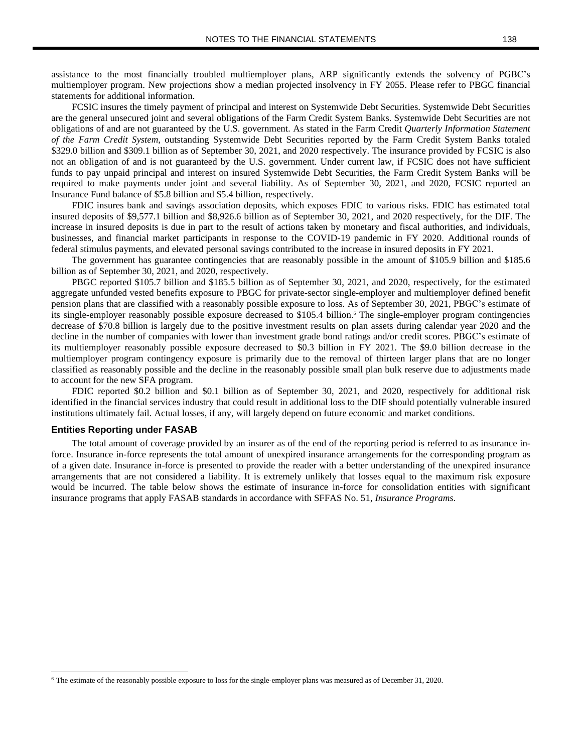assistance to the most financially troubled multiemployer plans, ARP significantly extends the solvency of PGBC's multiemployer program. New projections show a median projected insolvency in FY 2055. Please refer to PBGC financial statements for additional information.

FCSIC insures the timely payment of principal and interest on Systemwide Debt Securities. Systemwide Debt Securities are the general unsecured joint and several obligations of the Farm Credit System Banks. Systemwide Debt Securities are not obligations of and are not guaranteed by the U.S. government. As stated in the Farm Credit *Quarterly Information Statement of the Farm Credit System*, outstanding Systemwide Debt Securities reported by the Farm Credit System Banks totaled \$329.0 billion and \$309.1 billion as of September 30, 2021, and 2020 respectively. The insurance provided by FCSIC is also not an obligation of and is not guaranteed by the U.S. government. Under current law, if FCSIC does not have sufficient funds to pay unpaid principal and interest on insured Systemwide Debt Securities, the Farm Credit System Banks will be required to make payments under joint and several liability. As of September 30, 2021, and 2020, FCSIC reported an Insurance Fund balance of \$5.8 billion and \$5.4 billion, respectively.

FDIC insures bank and savings association deposits, which exposes FDIC to various risks. FDIC has estimated total insured deposits of \$9,577.1 billion and \$8,926.6 billion as of September 30, 2021, and 2020 respectively, for the DIF. The increase in insured deposits is due in part to the result of actions taken by monetary and fiscal authorities, and individuals, businesses, and financial market participants in response to the COVID-19 pandemic in FY 2020. Additional rounds of federal stimulus payments, and elevated personal savings contributed to the increase in insured deposits in FY 2021.

The government has guarantee contingencies that are reasonably possible in the amount of \$105.9 billion and \$185.6 billion as of September 30, 2021, and 2020, respectively.

PBGC reported \$105.7 billion and \$185.5 billion as of September 30, 2021, and 2020, respectively, for the estimated aggregate unfunded vested benefits exposure to PBGC for private-sector single-employer and multiemployer defined benefit pension plans that are classified with a reasonably possible exposure to loss. As of September 30, 2021, PBGC's estimate of its single-employer reasonably possible exposure decreased to \$105.4 billion.[6] The single-employer program contingencies decrease of \$70.8 billion is largely due to the positive investment results on plan assets during calendar year 2020 and the decline in the number of companies with lower than investment grade bond ratings and/or credit scores. PBGC's estimate of its multiemployer reasonably possible exposure decreased to \$0.3 billion in FY 2021. The \$9.0 billion decrease in the multiemployer program contingency exposure is primarily due to the removal of thirteen larger plans that are no longer classified as reasonably possible and the decline in the reasonably possible small plan bulk reserve due to adjustments made to account for the new SFA program.

FDIC reported \$0.2 billion and \$0.1 billion as of September 30, 2021, and 2020, respectively for additional risk identified in the financial services industry that could result in additional loss to the DIF should potentially vulnerable insured institutions ultimately fail. Actual losses, if any, will largely depend on future economic and market conditions.

### Entities Reporting under FASAB

The total amount of coverage provided by an insurer as of the end of the reporting period is referred to as insurance in-force. Insurance in-force represents the total amount of unexpired insurance arrangements for the corresponding program as of a given date. Insurance in-force is presented to provide the reader with a better understanding of the unexpired insurance arrangements that are not considered a liability. It is extremely unlikely that losses equal to the maximum risk exposure would be incurred. The table below shows the estimate of insurance in-force for consolidation entities with significant insurance programs that apply FASAB standards in accordance with SFFAS No. 51, *Insurance Programs*.

[6] The estimate of the reasonably possible exposure to loss for the single-employer plans was measured as of December 31, 2020.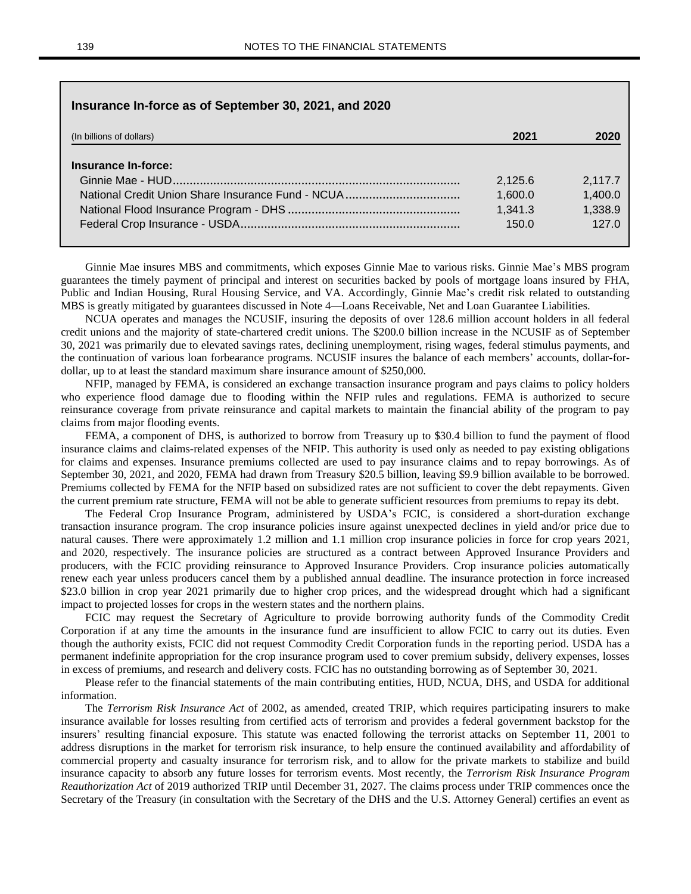**Insurance In-force as of September 30, 2021, and 2020**

| (In billions of dollars) | 2021 | 2020 |
|---|---|---|
| **Insurance In-force:** | | |
| Ginnie Mae - HUD | 2,125.6 | 2,117.7 |
| National Credit Union Share Insurance Fund - NCUA | 1,600.0 | 1,400.0 |
| National Flood Insurance Program - DHS | 1,341.3 | 1,338.9 |
| Federal Crop Insurance - USDA | 150.0 | 127.0 |

Ginnie Mae insures MBS and commitments, which exposes Ginnie Mae to various risks. Ginnie Mae's MBS program guarantees the timely payment of principal and interest on securities backed by pools of mortgage loans insured by FHA, Public and Indian Housing, Rural Housing Service, and VA. Accordingly, Ginnie Mae's credit risk related to outstanding MBS is greatly mitigated by guarantees discussed in Note 4—Loans Receivable, Net and Loan Guarantee Liabilities.

NCUA operates and manages the NCUSIF, insuring the deposits of over 128.6 million account holders in all federal credit unions and the majority of state-chartered credit unions. The $200.0 billion increase in the NCUSIF as of September 30, 2021 was primarily due to elevated savings rates, declining unemployment, rising wages, federal stimulus payments, and the continuation of various loan forbearance programs. NCUSIF insures the balance of each members' accounts, dollar-for-dollar, up to at least the standard maximum share insurance amount of $250,000.

NFIP, managed by FEMA, is considered an exchange transaction insurance program and pays claims to policy holders who experience flood damage due to flooding within the NFIP rules and regulations. FEMA is authorized to secure reinsurance coverage from private reinsurance and capital markets to maintain the financial ability of the program to pay claims from major flooding events.

FEMA, a component of DHS, is authorized to borrow from Treasury up to $30.4 billion to fund the payment of flood insurance claims and claims-related expenses of the NFIP. This authority is used only as needed to pay existing obligations for claims and expenses. Insurance premiums collected are used to pay insurance claims and to repay borrowings. As of September 30, 2021, and 2020, FEMA had drawn from Treasury $20.5 billion, leaving $9.9 billion available to be borrowed. Premiums collected by FEMA for the NFIP based on subsidized rates are not sufficient to cover the debt repayments. Given the current premium rate structure, FEMA will not be able to generate sufficient resources from premiums to repay its debt.

The Federal Crop Insurance Program, administered by USDA's FCIC, is considered a short-duration exchange transaction insurance program. The crop insurance policies insure against unexpected declines in yield and/or price due to natural causes. There were approximately 1.2 million and 1.1 million crop insurance policies in force for crop years 2021, and 2020, respectively. The insurance policies are structured as a contract between Approved Insurance Providers and producers, with the FCIC providing reinsurance to Approved Insurance Providers. Crop insurance policies automatically renew each year unless producers cancel them by a published annual deadline. The insurance protection in force increased $23.0 billion in crop year 2021 primarily due to higher crop prices, and the widespread drought which had a significant impact to projected losses for crops in the western states and the northern plains.

FCIC may request the Secretary of Agriculture to provide borrowing authority funds of the Commodity Credit Corporation if at any time the amounts in the insurance fund are insufficient to allow FCIC to carry out its duties. Even though the authority exists, FCIC did not request Commodity Credit Corporation funds in the reporting period. USDA has a permanent indefinite appropriation for the crop insurance program used to cover premium subsidy, delivery expenses, losses in excess of premiums, and research and delivery costs. FCIC has no outstanding borrowing as of September 30, 2021.

Please refer to the financial statements of the main contributing entities, HUD, NCUA, DHS, and USDA for additional information.

The *Terrorism Risk Insurance Act* of 2002, as amended, created TRIP, which requires participating insurers to make insurance available for losses resulting from certified acts of terrorism and provides a federal government backstop for the insurers' resulting financial exposure. This statute was enacted following the terrorist attacks on September 11, 2001 to address disruptions in the market for terrorism risk insurance, to help ensure the continued availability and affordability of commercial property and casualty insurance for terrorism risk, and to allow for the private markets to stabilize and build insurance capacity to absorb any future losses for terrorism events. Most recently, the *Terrorism Risk Insurance Program Reauthorization Act* of 2019 authorized TRIP until December 31, 2027. The claims process under TRIP commences once the Secretary of the Treasury (in consultation with the Secretary of the DHS and the U.S. Attorney General) certifies an event as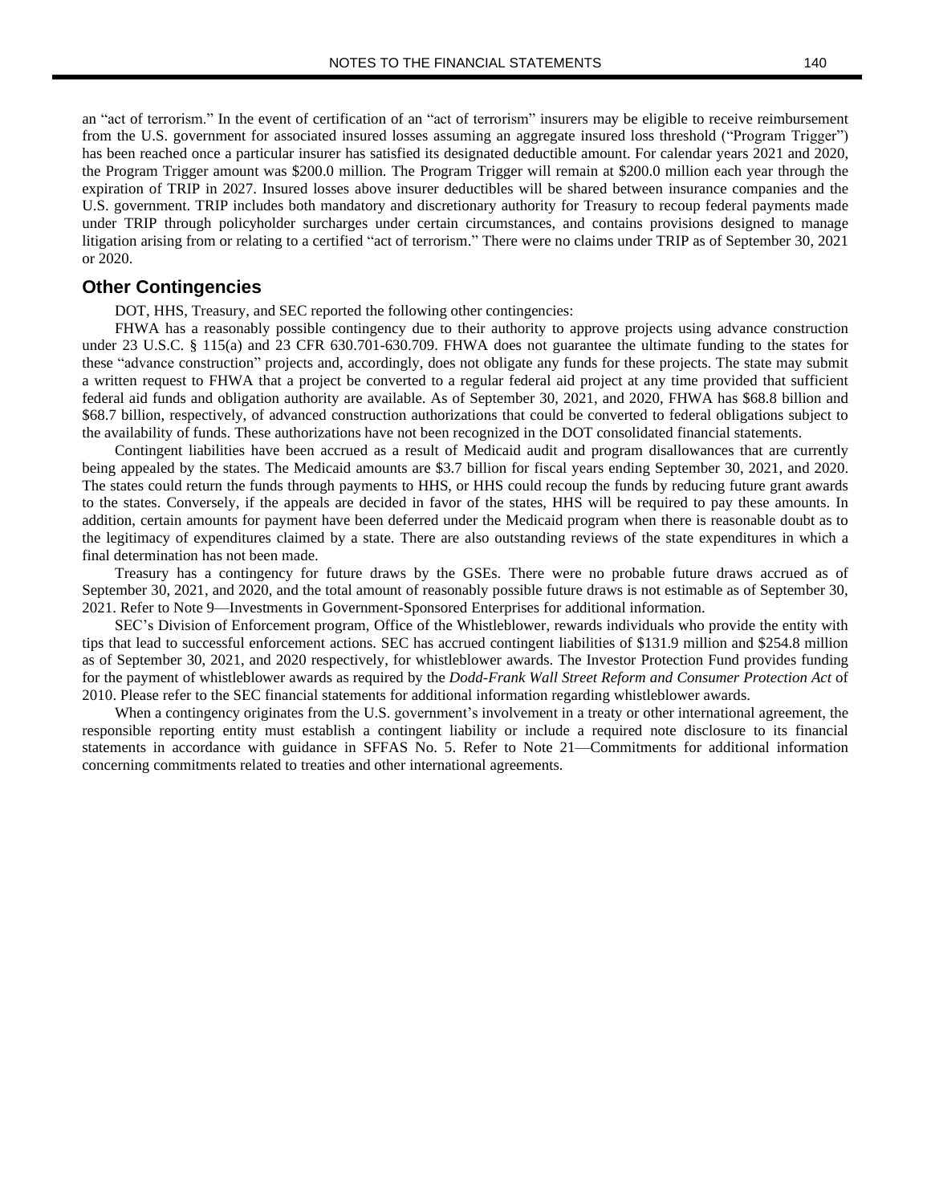an "act of terrorism." In the event of certification of an "act of terrorism" insurers may be eligible to receive reimbursement from the U.S. government for associated insured losses assuming an aggregate insured loss threshold ("Program Trigger") has been reached once a particular insurer has satisfied its designated deductible amount. For calendar years 2021 and 2020, the Program Trigger amount was $200.0 million. The Program Trigger will remain at $200.0 million each year through the expiration of TRIP in 2027. Insured losses above insurer deductibles will be shared between insurance companies and the U.S. government. TRIP includes both mandatory and discretionary authority for Treasury to recoup federal payments made under TRIP through policyholder surcharges under certain circumstances, and contains provisions designed to manage litigation arising from or relating to a certified "act of terrorism." There were no claims under TRIP as of September 30, 2021 or 2020.

## Other Contingencies

DOT, HHS, Treasury, and SEC reported the following other contingencies:

FHWA has a reasonably possible contingency due to their authority to approve projects using advance construction under 23 U.S.C. § 115(a) and 23 CFR 630.701-630.709. FHWA does not guarantee the ultimate funding to the states for these "advance construction" projects and, accordingly, does not obligate any funds for these projects. The state may submit a written request to FHWA that a project be converted to a regular federal aid project at any time provided that sufficient federal aid funds and obligation authority are available. As of September 30, 2021, and 2020, FHWA has $68.8 billion and $68.7 billion, respectively, of advanced construction authorizations that could be converted to federal obligations subject to the availability of funds. These authorizations have not been recognized in the DOT consolidated financial statements.

Contingent liabilities have been accrued as a result of Medicaid audit and program disallowances that are currently being appealed by the states. The Medicaid amounts are $3.7 billion for fiscal years ending September 30, 2021, and 2020. The states could return the funds through payments to HHS, or HHS could recoup the funds by reducing future grant awards to the states. Conversely, if the appeals are decided in favor of the states, HHS will be required to pay these amounts. In addition, certain amounts for payment have been deferred under the Medicaid program when there is reasonable doubt as to the legitimacy of expenditures claimed by a state. There are also outstanding reviews of the state expenditures in which a final determination has not been made.

Treasury has a contingency for future draws by the GSEs. There were no probable future draws accrued as of September 30, 2021, and 2020, and the total amount of reasonably possible future draws is not estimable as of September 30, 2021. Refer to Note 9—Investments in Government-Sponsored Enterprises for additional information.

SEC's Division of Enforcement program, Office of the Whistleblower, rewards individuals who provide the entity with tips that lead to successful enforcement actions. SEC has accrued contingent liabilities of $131.9 million and $254.8 million as of September 30, 2021, and 2020 respectively, for whistleblower awards. The Investor Protection Fund provides funding for the payment of whistleblower awards as required by the *Dodd-Frank Wall Street Reform and Consumer Protection Act* of 2010. Please refer to the SEC financial statements for additional information regarding whistleblower awards.

When a contingency originates from the U.S. government's involvement in a treaty or other international agreement, the responsible reporting entity must establish a contingent liability or include a required note disclosure to its financial statements in accordance with guidance in SFFAS No. 5. Refer to Note 21—Commitments for additional information concerning commitments related to treaties and other international agreements.